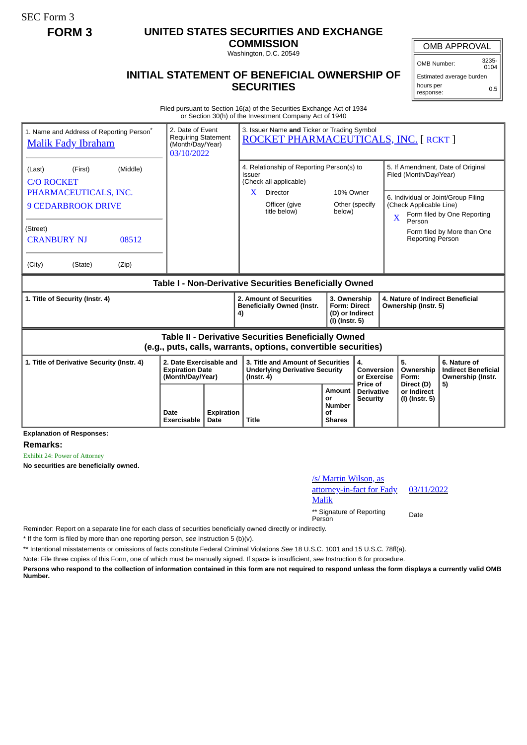SEC Form 3

# FORM 3

## UNITED STATES SECURITIES AND EXCHANGE COMMISSION

Washington, D.C. 20549

## INITIAL STATEMENT OF BENEFICIAL OWNERSHIP OF SECURITIES

| OMB APPROVAL | |
|---|---|
| OMB Number: | 3235-0104 |
| Estimated average burden | |
| hours per response: | 0.5 |

Filed pursuant to Section 16(a) of the Securities Exchange Act of 1934
or Section 30(h) of the Investment Company Act of 1940

1. Name and Address of Reporting Person*
Malik Fady Ibraham

(Last) (First) (Middle)
C/O ROCKET PHARMACEUTICALS, INC.
9 CEDARBROOK DRIVE

(Street)
CRANBURY NJ 08512

(City) (State) (Zip)

2. Date of Event Requiring Statement (Month/Day/Year)
03/10/2022

3. Issuer Name **and** Ticker or Trading Symbol
ROCKET PHARMACEUTICALS, INC. [ RCKT ]

4. Relationship of Reporting Person(s) to Issuer
(Check all applicable)
X Director
10% Owner
Officer (give title below)
Other (specify below)

5. If Amendment, Date of Original Filed (Month/Day/Year)

6. Individual or Joint/Group Filing (Check Applicable Line)
X Form filed by One Reporting Person
Form filed by More than One Reporting Person

### Table I - Non-Derivative Securities Beneficially Owned

| 1. Title of Security (Instr. 4) | 2. Amount of Securities Beneficially Owned (Instr. 4) | 3. Ownership Form: Direct (D) or Indirect (I) (Instr. 5) | 4. Nature of Indirect Beneficial Ownership (Instr. 5) |
|---|---|---|---|

### Table II - Derivative Securities Beneficially Owned (e.g., puts, calls, warrants, options, convertible securities)

| 1. Title of Derivative Security (Instr. 4) | 2. Date Exercisable and Expiration Date (Month/Day/Year) | | 3. Title and Amount of Securities Underlying Derivative Security (Instr. 4) | | 4. Conversion or Exercise Price of Derivative Security | 5. Ownership Form: Direct (D) or Indirect (I) (Instr. 5) | 6. Nature of Indirect Beneficial Ownership (Instr. 5) |
|---|---|---|---|---|---|---|---|
| | Date Exercisable | Expiration Date | Title | Amount or Number of Shares | | | |

**Explanation of Responses:**

**Remarks:**

Exhibit 24: Power of Attorney

**No securities are beneficially owned.**

/s/ Martin Wilson, as attorney-in-fact for Fady Malik 03/11/2022

** Signature of Reporting Person Date

Reminder: Report on a separate line for each class of securities beneficially owned directly or indirectly.

* If the form is filed by more than one reporting person, *see* Instruction 5 (b)(v).

** Intentional misstatements or omissions of facts constitute Federal Criminal Violations *See* 18 U.S.C. 1001 and 15 U.S.C. 78ff(a).

Note: File three copies of this Form, one of which must be manually signed. If space is insufficient, *see* Instruction 6 for procedure.

**Persons who respond to the collection of information contained in this form are not required to respond unless the form displays a currently valid OMB Number.**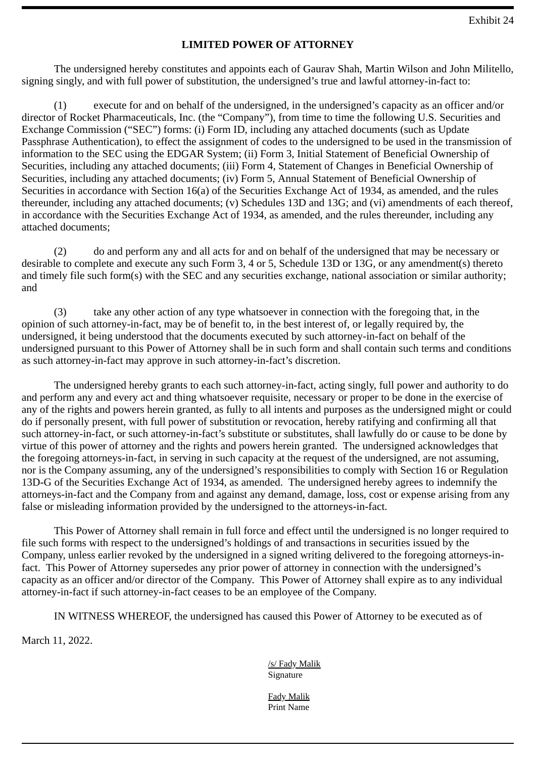Exhibit 24

**LIMITED POWER OF ATTORNEY**

The undersigned hereby constitutes and appoints each of Gaurav Shah, Martin Wilson and John Militello, signing singly, and with full power of substitution, the undersigned's true and lawful attorney-in-fact to:

(1) execute for and on behalf of the undersigned, in the undersigned's capacity as an officer and/or director of Rocket Pharmaceuticals, Inc. (the "Company"), from time to time the following U.S. Securities and Exchange Commission ("SEC") forms: (i) Form ID, including any attached documents (such as Update Passphrase Authentication), to effect the assignment of codes to the undersigned to be used in the transmission of information to the SEC using the EDGAR System; (ii) Form 3, Initial Statement of Beneficial Ownership of Securities, including any attached documents; (iii) Form 4, Statement of Changes in Beneficial Ownership of Securities, including any attached documents; (iv) Form 5, Annual Statement of Beneficial Ownership of Securities in accordance with Section 16(a) of the Securities Exchange Act of 1934, as amended, and the rules thereunder, including any attached documents; (v) Schedules 13D and 13G; and (vi) amendments of each thereof, in accordance with the Securities Exchange Act of 1934, as amended, and the rules thereunder, including any attached documents;

(2) do and perform any and all acts for and on behalf of the undersigned that may be necessary or desirable to complete and execute any such Form 3, 4 or 5, Schedule 13D or 13G, or any amendment(s) thereto and timely file such form(s) with the SEC and any securities exchange, national association or similar authority; and

(3) take any other action of any type whatsoever in connection with the foregoing that, in the opinion of such attorney-in-fact, may be of benefit to, in the best interest of, or legally required by, the undersigned, it being understood that the documents executed by such attorney-in-fact on behalf of the undersigned pursuant to this Power of Attorney shall be in such form and shall contain such terms and conditions as such attorney-in-fact may approve in such attorney-in-fact's discretion.

The undersigned hereby grants to each such attorney-in-fact, acting singly, full power and authority to do and perform any and every act and thing whatsoever requisite, necessary or proper to be done in the exercise of any of the rights and powers herein granted, as fully to all intents and purposes as the undersigned might or could do if personally present, with full power of substitution or revocation, hereby ratifying and confirming all that such attorney-in-fact, or such attorney-in-fact's substitute or substitutes, shall lawfully do or cause to be done by virtue of this power of attorney and the rights and powers herein granted. The undersigned acknowledges that the foregoing attorneys-in-fact, in serving in such capacity at the request of the undersigned, are not assuming, nor is the Company assuming, any of the undersigned's responsibilities to comply with Section 16 or Regulation 13D-G of the Securities Exchange Act of 1934, as amended. The undersigned hereby agrees to indemnify the attorneys-in-fact and the Company from and against any demand, damage, loss, cost or expense arising from any false or misleading information provided by the undersigned to the attorneys-in-fact.

This Power of Attorney shall remain in full force and effect until the undersigned is no longer required to file such forms with respect to the undersigned's holdings of and transactions in securities issued by the Company, unless earlier revoked by the undersigned in a signed writing delivered to the foregoing attorneys-in-fact. This Power of Attorney supersedes any prior power of attorney in connection with the undersigned's capacity as an officer and/or director of the Company. This Power of Attorney shall expire as to any individual attorney-in-fact if such attorney-in-fact ceases to be an employee of the Company.

IN WITNESS WHEREOF, the undersigned has caused this Power of Attorney to be executed as of

March 11, 2022.

/s/ Fady Malik
Signature

Fady Malik
Print Name